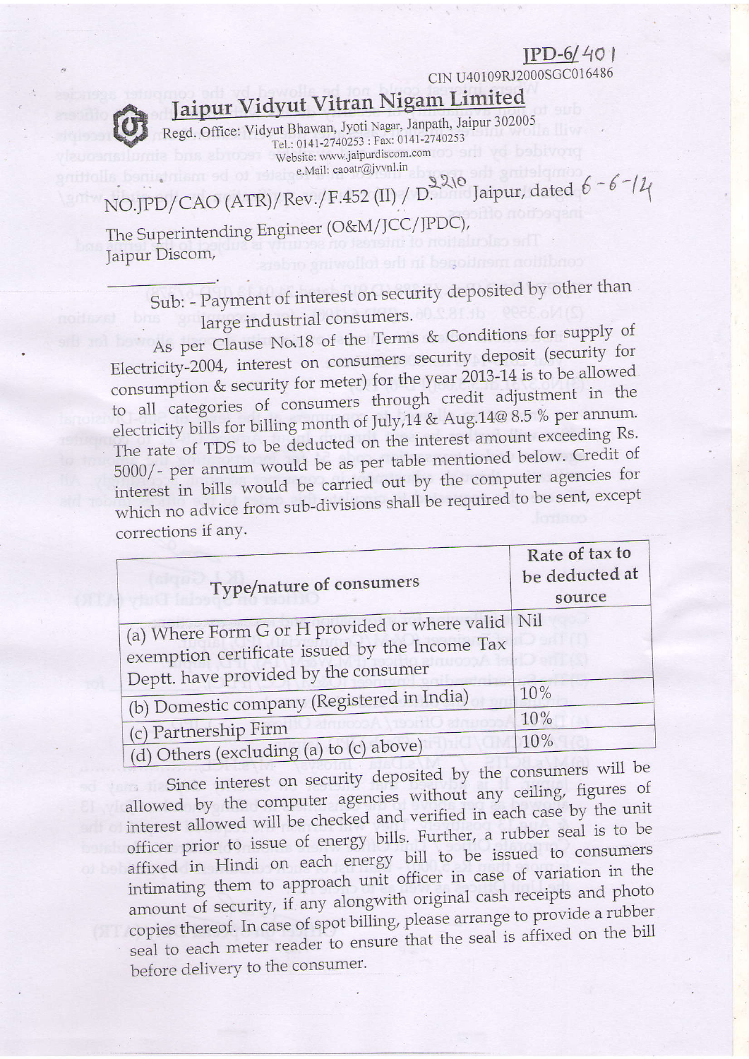JPD-6/401

CIN U40109RJ2000SGC016486

# Jaipur Vidyut Vitran Nigam Limited

Regd. Office: Vidyut Bhawan, Jyoti Nagar, Janpath, Jaipur 302005
Tel.: 0141-2740253 : Fax: 0141-2740253
Website: www.jaipurdiscom.com
e.Mail: caoatr@jvvnl.in

NO.JPD/CAO (ATR)/Rev./F.452 (II) / D. 2210 Jaipur, dated 6-6-14

The Superintending Engineer (O&M/JCC/JPDC),
Jaipur Discom,

_____________.

Sub: - Payment of interest on security deposited by other than large industrial consumers.

As per Clause No.18 of the Terms & Conditions for supply of Electricity-2004, interest on consumers security deposit (security for consumption & security for meter) for the year 2013-14 is to be allowed to all categories of consumers through credit adjustment in the electricity bills for billing month of July,14 & Aug.14@ 8.5 % per annum. The rate of TDS to be deducted on the interest amount exceeding Rs. 5000/- per annum would be as per table mentioned below. Credit of interest in bills would be carried out by the computer agencies for which no advice from sub-divisions shall be required to be sent, except corrections if any.

| Type/nature of consumers | Rate of tax to be deducted at source |
|---|---|
| (a) Where Form G or H provided or where valid exemption certificate issued by the Income Tax Deptt. have provided by the consumer | Nil |
| (b) Domestic company (Registered in India) | 10% |
| (c) Partnership Firm | 10% |
| (d) Others (excluding (a) to (c) above) | 10% |

Since interest on security deposited by the consumers will be allowed by the computer agencies without any ceiling, figures of interest allowed will be checked and verified in each case by the unit officer prior to issue of energy bills. Further, a rubber seal is to be affixed in Hindi on each energy bill to be issued to consumers intimating them to approach unit officer in case of variation in the amount of security, if any alongwith original cash receipts and photo copies thereof. In case of spot billing, please arrange to provide a rubber seal to each meter reader to ensure that the seal is affixed on the bill before delivery to the consumer.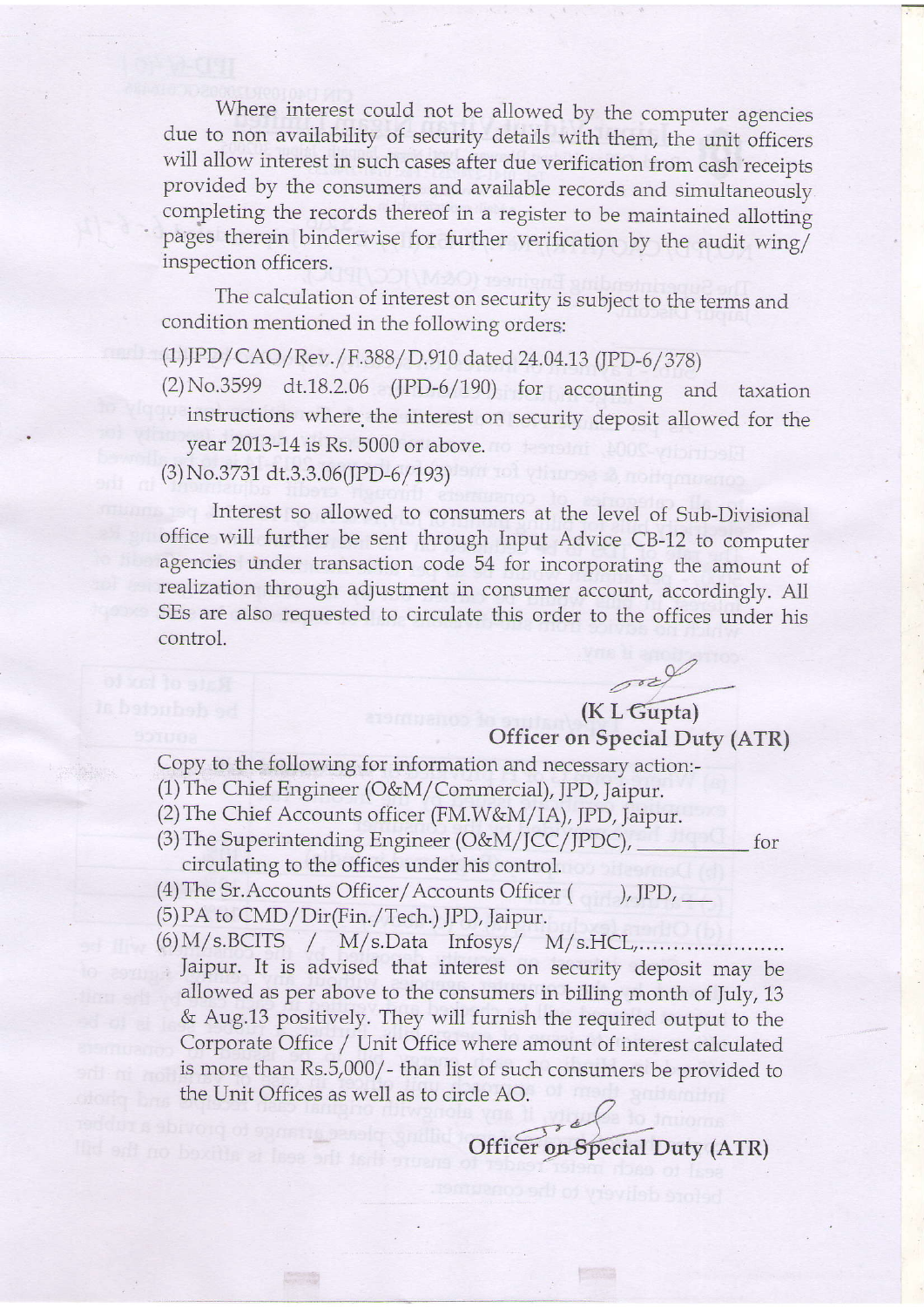Where interest could not be allowed by the computer agencies due to non availability of security details with them, the unit officers will allow interest in such cases after due verification from cash receipts provided by the consumers and available records and simultaneously completing the records thereof in a register to be maintained allotting pages therein binderwise for further verification by the audit wing/ inspection officers.

The calculation of interest on security is subject to the terms and condition mentioned in the following orders:

(1) JPD/CAO/Rev./F.388/D.910 dated 24.04.13 (JPD-6/378)

(2) No.3599 dt.18.2.06 (JPD-6/190) for accounting and taxation instructions where the interest on security deposit allowed for the year 2013-14 is Rs. 5000 or above.

(3) No.3731 dt.3.3.06(JPD-6/193)

Interest so allowed to consumers at the level of Sub-Divisional office will further be sent through Input Advice CB-12 to computer agencies under transaction code 54 for incorporating the amount of realization through adjustment in consumer account, accordingly. All SEs are also requested to circulate this order to the offices under his control.

(K L Gupta)
Officer on Special Duty (ATR)

Copy to the following for information and necessary action:-

(1) The Chief Engineer (O&M/Commercial), JPD, Jaipur.
(2) The Chief Accounts officer (FM.W&M/IA), JPD, Jaipur.
(3) The Superintending Engineer (O&M/JCC/JPDC), __________ for circulating to the offices under his control.
(4) The Sr.Accounts Officer/ Accounts Officer ( ), JPD, ___
(5) PA to CMD/Dir(Fin./Tech.) JPD, Jaipur.
(6) M/s.BCITS / M/s.Data Infosys/ M/s.HCL,.................... Jaipur. It is advised that interest on security deposit may be allowed as per above to the consumers in billing month of July, 13 & Aug.13 positively. They will furnish the required output to the Corporate Office / Unit Office where amount of interest calculated is more than Rs.5,000/- than list of such consumers be provided to the Unit Offices as well as to circle AO.

Officer on Special Duty (ATR)